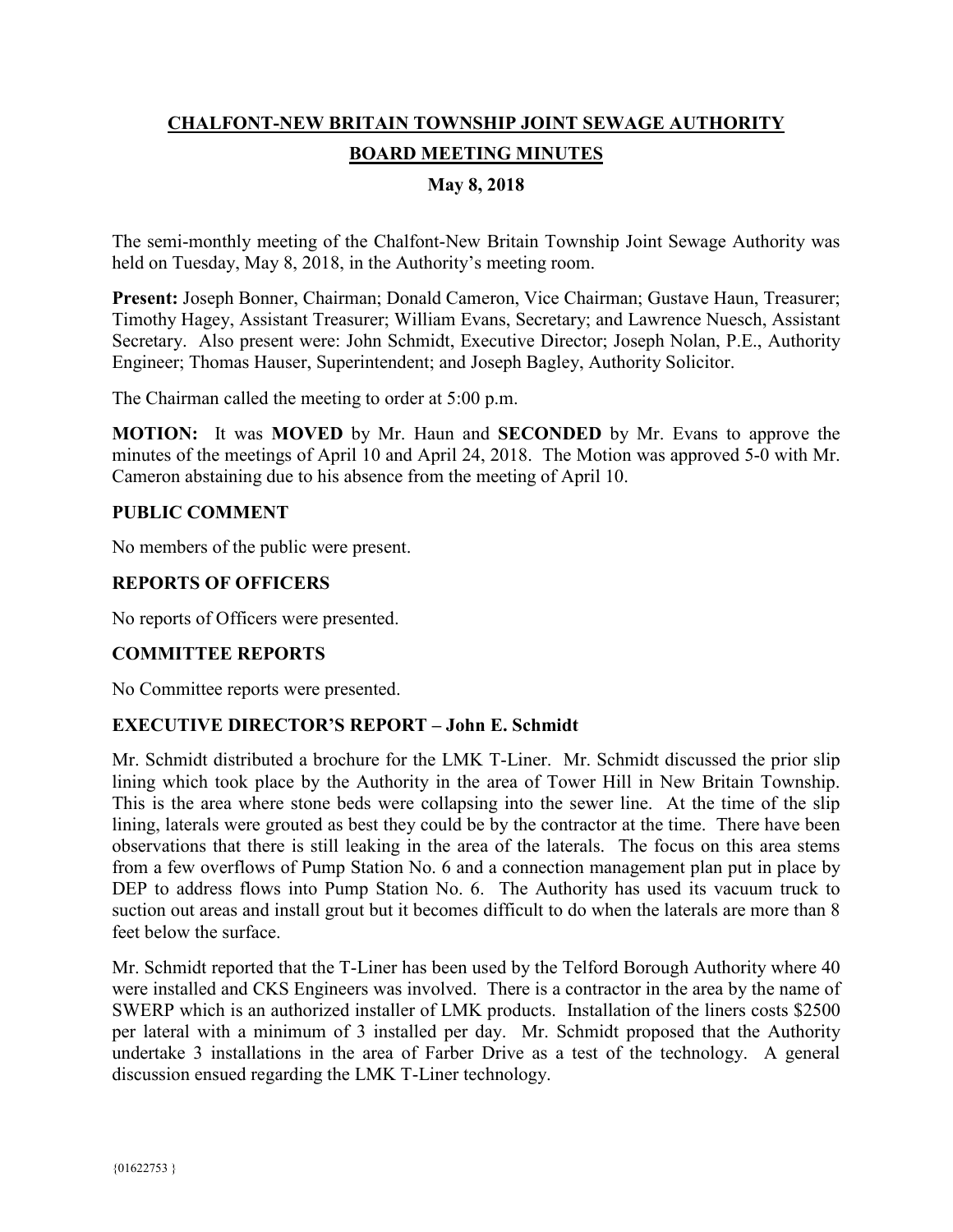# CHALFONT-NEW BRITAIN TOWNSHIP JOINT SEWAGE AUTHORITY

## BOARD MEETING MINUTES

### May 8, 2018

The semi-monthly meeting of the Chalfont-New Britain Township Joint Sewage Authority was held on Tuesday, May 8, 2018, in the Authority's meeting room.

**Present:** Joseph Bonner, Chairman; Donald Cameron, Vice Chairman; Gustave Haun, Treasurer; Timothy Hagey, Assistant Treasurer; William Evans, Secretary; and Lawrence Nuesch, Assistant Secretary. Also present were: John Schmidt, Executive Director; Joseph Nolan, P.E., Authority Engineer; Thomas Hauser, Superintendent; and Joseph Bagley, Authority Solicitor.

The Chairman called the meeting to order at 5:00 p.m.

**MOTION:** It was **MOVED** by Mr. Haun and **SECONDED** by Mr. Evans to approve the minutes of the meetings of April 10 and April 24, 2018. The Motion was approved 5-0 with Mr. Cameron abstaining due to his absence from the meeting of April 10.

**PUBLIC COMMENT**

No members of the public were present.

**REPORTS OF OFFICERS**

No reports of Officers were presented.

**COMMITTEE REPORTS**

No Committee reports were presented.

**EXECUTIVE DIRECTOR'S REPORT – John E. Schmidt**

Mr. Schmidt distributed a brochure for the LMK T-Liner. Mr. Schmidt discussed the prior slip lining which took place by the Authority in the area of Tower Hill in New Britain Township. This is the area where stone beds were collapsing into the sewer line. At the time of the slip lining, laterals were grouted as best they could be by the contractor at the time. There have been observations that there is still leaking in the area of the laterals. The focus on this area stems from a few overflows of Pump Station No. 6 and a connection management plan put in place by DEP to address flows into Pump Station No. 6. The Authority has used its vacuum truck to suction out areas and install grout but it becomes difficult to do when the laterals are more than 8 feet below the surface.

Mr. Schmidt reported that the T-Liner has been used by the Telford Borough Authority where 40 were installed and CKS Engineers was involved. There is a contractor in the area by the name of SWERP which is an authorized installer of LMK products. Installation of the liners costs $2500 per lateral with a minimum of 3 installed per day. Mr. Schmidt proposed that the Authority undertake 3 installations in the area of Farber Drive as a test of the technology. A general discussion ensued regarding the LMK T-Liner technology.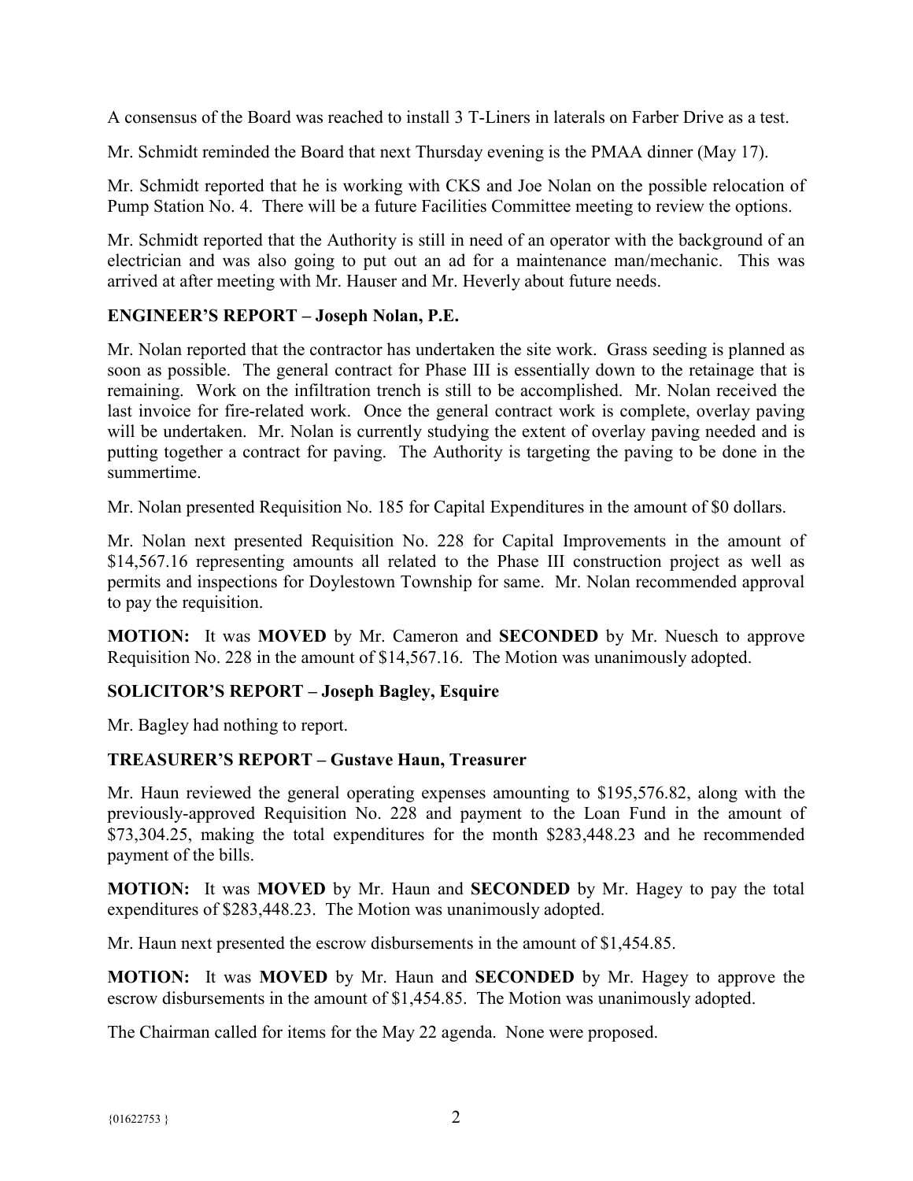A consensus of the Board was reached to install 3 T-Liners in laterals on Farber Drive as a test.

Mr. Schmidt reminded the Board that next Thursday evening is the PMAA dinner (May 17).

Mr. Schmidt reported that he is working with CKS and Joe Nolan on the possible relocation of Pump Station No. 4. There will be a future Facilities Committee meeting to review the options.

Mr. Schmidt reported that the Authority is still in need of an operator with the background of an electrician and was also going to put out an ad for a maintenance man/mechanic. This was arrived at after meeting with Mr. Hauser and Mr. Heverly about future needs.

**ENGINEER'S REPORT – Joseph Nolan, P.E.**

Mr. Nolan reported that the contractor has undertaken the site work. Grass seeding is planned as soon as possible. The general contract for Phase III is essentially down to the retainage that is remaining. Work on the infiltration trench is still to be accomplished. Mr. Nolan received the last invoice for fire-related work. Once the general contract work is complete, overlay paving will be undertaken. Mr. Nolan is currently studying the extent of overlay paving needed and is putting together a contract for paving. The Authority is targeting the paving to be done in the summertime.

Mr. Nolan presented Requisition No. 185 for Capital Expenditures in the amount of $0 dollars.

Mr. Nolan next presented Requisition No. 228 for Capital Improvements in the amount of $14,567.16 representing amounts all related to the Phase III construction project as well as permits and inspections for Doylestown Township for same. Mr. Nolan recommended approval to pay the requisition.

**MOTION:** It was **MOVED** by Mr. Cameron and **SECONDED** by Mr. Nuesch to approve Requisition No. 228 in the amount of $14,567.16. The Motion was unanimously adopted.

**SOLICITOR'S REPORT – Joseph Bagley, Esquire**

Mr. Bagley had nothing to report.

**TREASURER'S REPORT – Gustave Haun, Treasurer**

Mr. Haun reviewed the general operating expenses amounting to $195,576.82, along with the previously-approved Requisition No. 228 and payment to the Loan Fund in the amount of $73,304.25, making the total expenditures for the month $283,448.23 and he recommended payment of the bills.

**MOTION:** It was **MOVED** by Mr. Haun and **SECONDED** by Mr. Hagey to pay the total expenditures of $283,448.23. The Motion was unanimously adopted.

Mr. Haun next presented the escrow disbursements in the amount of $1,454.85.

**MOTION:** It was **MOVED** by Mr. Haun and **SECONDED** by Mr. Hagey to approve the escrow disbursements in the amount of $1,454.85. The Motion was unanimously adopted.

The Chairman called for items for the May 22 agenda. None were proposed.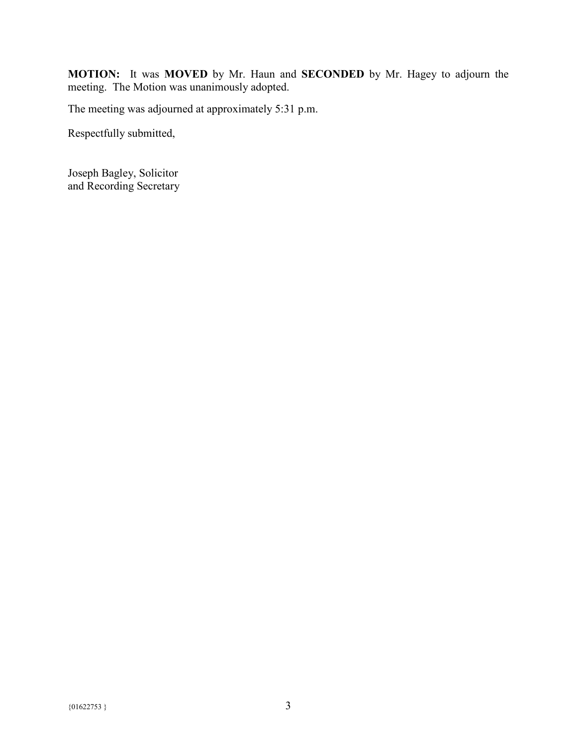**MOTION:** It was **MOVED** by Mr. Haun and **SECONDED** by Mr. Hagey to adjourn the meeting. The Motion was unanimously adopted.

The meeting was adjourned at approximately 5:31 p.m.

Respectfully submitted,

Joseph Bagley, Solicitor
and Recording Secretary

{01622753 }